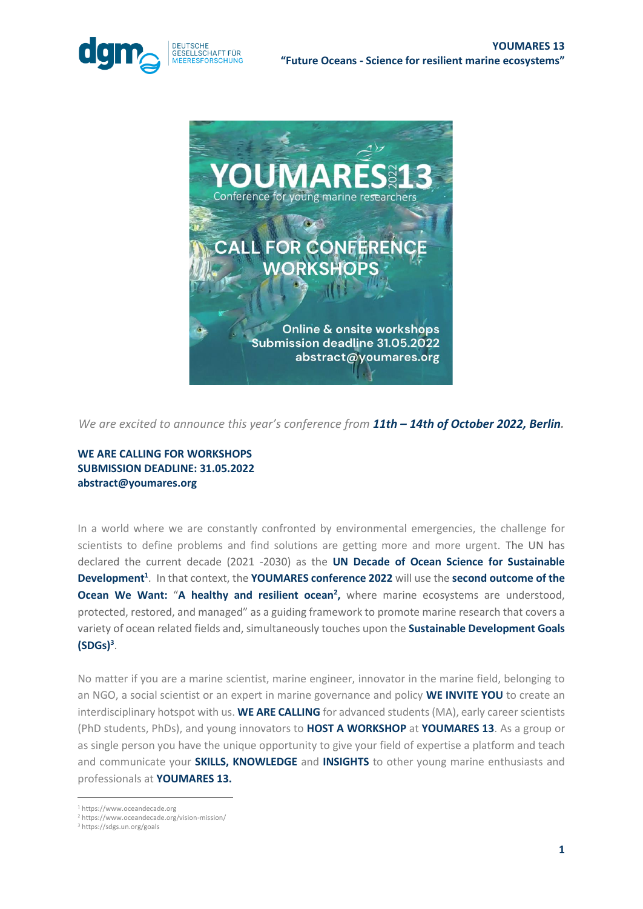**YOUMARES 13**
**"Future Oceans - Science for resilient marine ecosystems"**

YOUMARES 13 2022 — Conference for young marine researchers

CALL FOR CONFERENCE WORKSHOPS

Online & onsite workshops
Submission deadline 31.05.2022
abstract@youmares.org

*We are excited to announce this year's conference from* ***11th – 14th of October 2022, Berlin.***

**WE ARE CALLING FOR WORKSHOPS**
**SUBMISSION DEADLINE: 31.05.2022**
**abstract@youmares.org**

In a world where we are constantly confronted by environmental emergencies, the challenge for scientists to define problems and find solutions are getting more and more urgent. The UN has declared the current decade (2021 -2030) as the **UN Decade of Ocean Science for Sustainable Development**[1]. In that context, the **YOUMARES conference 2022** will use the **second outcome of the Ocean We Want:** "**A healthy and resilient ocean**[2]**,** where marine ecosystems are understood, protected, restored, and managed" as a guiding framework to promote marine research that covers a variety of ocean related fields and, simultaneously touches upon the **Sustainable Development Goals (SDGs)**[3].

No matter if you are a marine scientist, marine engineer, innovator in the marine field, belonging to an NGO, a social scientist or an expert in marine governance and policy **WE INVITE YOU** to create an interdisciplinary hotspot with us. **WE ARE CALLING** for advanced students (MA), early career scientists (PhD students, PhDs), and young innovators to **HOST A WORKSHOP** at **YOUMARES 13**. As a group or as single person you have the unique opportunity to give your field of expertise a platform and teach and communicate your **SKILLS, KNOWLEDGE** and **INSIGHTS** to other young marine enthusiasts and professionals at **YOUMARES 13.**

---

[1] https://www.oceandecade.org
[2] https://www.oceandecade.org/vision-mission/
[3] https://sdgs.un.org/goals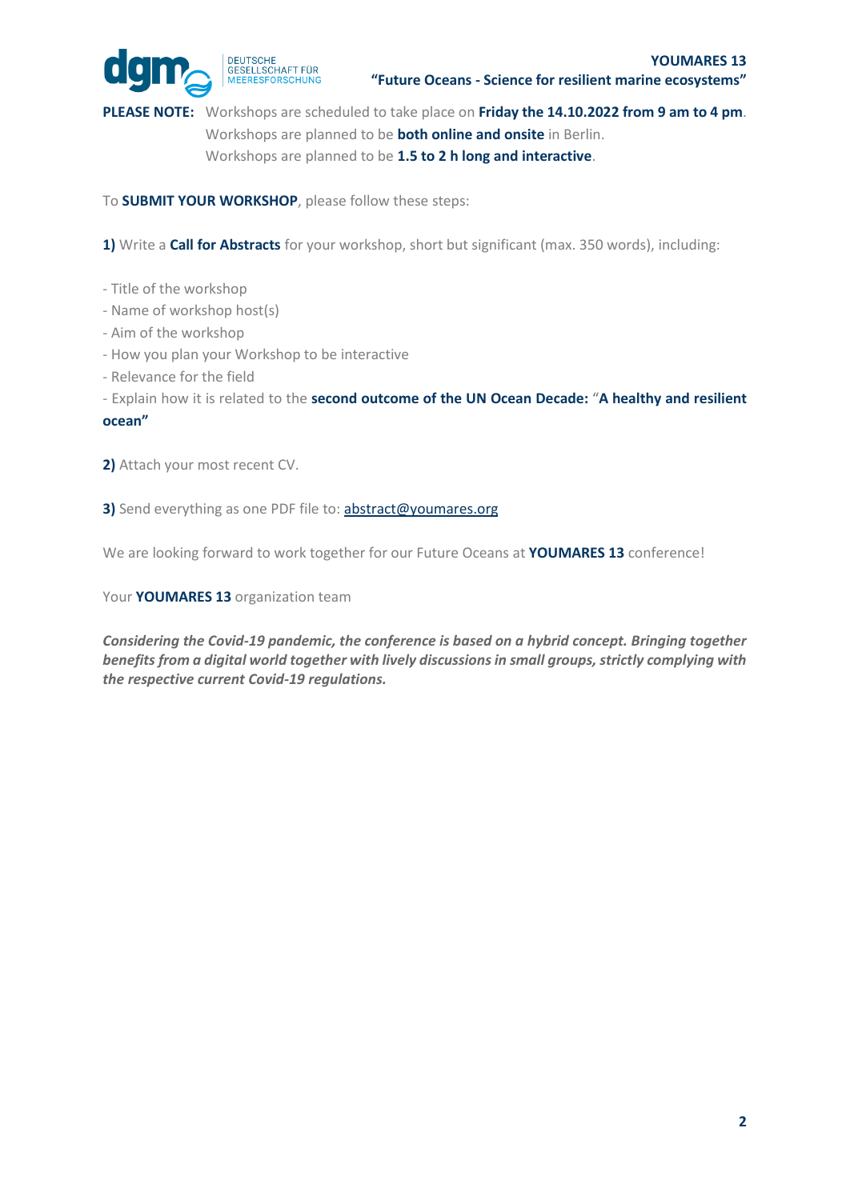**PLEASE NOTE:** Workshops are scheduled to take place on **Friday the 14.10.2022 from 9 am to 4 pm**.
Workshops are planned to be **both online and onsite** in Berlin.
Workshops are planned to be **1.5 to 2 h long and interactive**.

To **SUBMIT YOUR WORKSHOP**, please follow these steps:

**1)** Write a **Call for Abstracts** for your workshop, short but significant (max. 350 words), including:

- Title of the workshop
- Name of workshop host(s)
- Aim of the workshop
- How you plan your Workshop to be interactive
- Relevance for the field
- Explain how it is related to the **second outcome of the UN Ocean Decade:** "**A healthy and resilient ocean"**

**2)** Attach your most recent CV.

**3)** Send everything as one PDF file to: abstract@youmares.org

We are looking forward to work together for our Future Oceans at **YOUMARES 13** conference!

Your **YOUMARES 13** organization team

***Considering the Covid-19 pandemic, the conference is based on a hybrid concept. Bringing together benefits from a digital world together with lively discussions in small groups, strictly complying with the respective current Covid-19 regulations.***